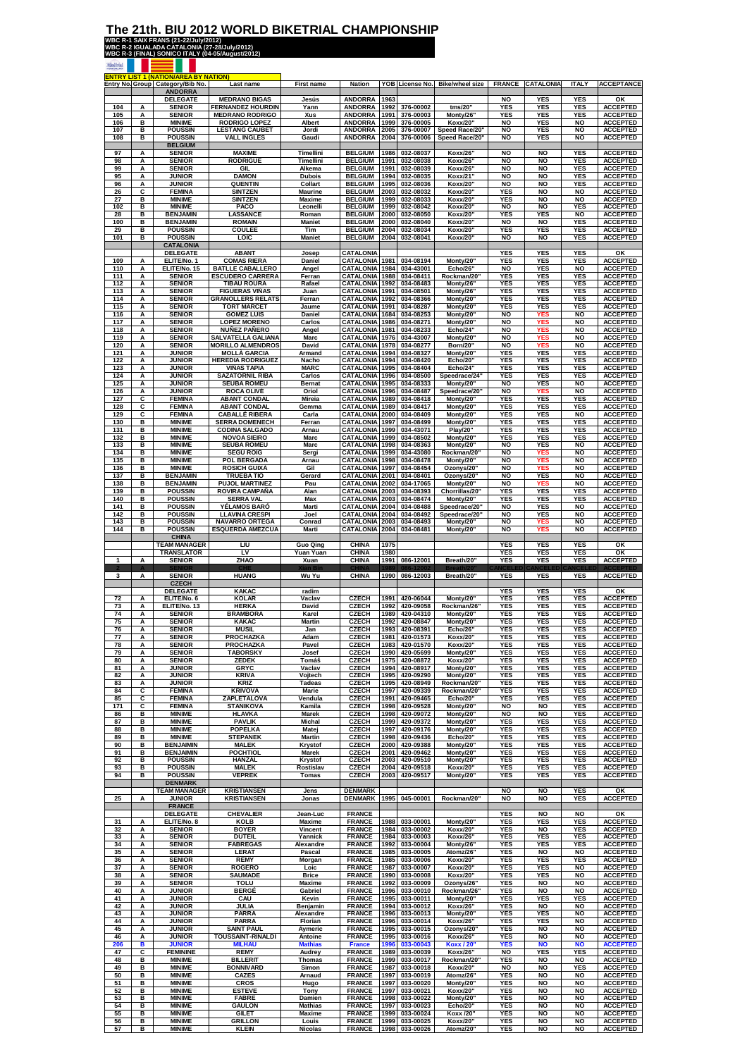# The 21th. BIU 2012 WORLD BIKETRIAL CHAMPIONSHIP

**WBC R-1 SAIX FRANS (21-22/July/2012)**
**WBC R-2 IGUALADA CATALONIA (27-28/July/2012)**
**WBC R-3 (FINAL) SONICO ITALY (04-05/August/2012)**

**ENTRY LIST 1 (NATION/AREA BY NATION)**

| Entry No. | Group | Category/Bib No. | Last name | First name | Nation | YOB | License No. | Bike/wheel size | FRANCE | CATALONIA | ITALY | ACCEPTANCE |
|---|---|---|---|---|---|---|---|---|---|---|---|---|
| | | ANDORRA | | | | | | | | | | |
| | | DELEGATE | MEDRANO BIGAS | Jesús | ANDORRA | 1963 | | | NO | YES | YES | OK |
| 104 | A | SENIOR | FERNANDEZ HOURDIN | Yann | ANDORRA | 1992 | 376-00002 | tms/20" | YES | YES | YES | ACCEPTED |
| 105 | A | SENIOR | MEDRANO RODRIGO | Xus | ANDORRA | 1991 | 376-00003 | Monty/26" | YES | YES | YES | ACCEPTED |
| 106 | B | MINIME | RODRIGO LOPEZ | Albert | ANDORRA | 1999 | 376-00005 | Koxx/20" | NO | YES | YES | ACCEPTED |
| 107 | B | POUSSIN | LESTANG CAUBET | Jordi | ANDORRA | 2005 | 376-00007 | Speed Race/20" | NO | YES | NO | ACCEPTED |
| 108 | B | POUSSIN | VALL INGLES | Gaudi | ANDORRA | 2004 | 376-00006 | Speed Race/20" | NO | YES | NO | ACCEPTED |
| | | BELGIUM | | | | | | | | | | |
| 97 | A | SENIOR | MAXIME | Timellini | BELGIUM | 1986 | 032-08037 | Koxx/26" | NO | NO | YES | ACCEPTED |
| 98 | A | SENIOR | RODRIGUE | Timellini | BELGIUM | 1991 | 032-08038 | Koxx/26" | NO | NO | YES | ACCEPTED |
| 99 | A | SENIOR | GIL | Alkema | BELGIUM | 1991 | 032-08039 | Koxx/26" | NO | NO | YES | ACCEPTED |
| 95 | A | JUNIOR | DAMON | Dubois | BELGIUM | 1994 | 032-08035 | Koxx/21" | NO | NO | YES | ACCEPTED |
| 96 | A | JUNIOR | QUENTIN | Collart | BELGIUM | 1995 | 032-08036 | Koxx/20" | NO | NO | YES | ACCEPTED |
| 26 | C | FEMINA | SINTZEN | Maurine | BELGIUM | 2003 | 032-08032 | Koxx/20" | YES | NO | NO | ACCEPTED |
| 27 | B | MINIME | SINTZEN | Maxime | BELGIUM | 1999 | 032-08033 | Koxx/20" | YES | NO | NO | ACCEPTED |
| 102 | B | MINIME | PACO | Leonelli | BELGIUM | 1999 | 032-08042 | Koxx/20" | NO | NO | YES | ACCEPTED |
| 28 | B | BENJAMIN | LASSANCE | Roman | BELGIUM | 2000 | 032-08050 | Koxx/20" | YES | YES | NO | ACCEPTED |
| 100 | B | BENJAMIN | ROMAIN | Maniet | BELGIUM | 2000 | 032-08040 | Koxx/20" | NO | YES | YES | ACCEPTED |
| 29 | B | POUSSIN | COULEE | Tim | BELGIUM | 2004 | 032-08034 | Koxx/20" | YES | YES | YES | ACCEPTED |
| 101 | B | POUSSIN | LOIC | Maniet | BELGIUM | 2004 | 032-08041 | Koxx/20" | NO | NO | YES | ACCEPTED |
| | | CATALONIA | | | | | | | | | | |
| | | DELEGATE | ABANT | Josep | CATALONIA | | | | YES | YES | YES | OK |
| 109 | A | ELITE/No. 1 | COMAS RIERA | Daniel | CATALONIA | 1981 | 034-08194 | Monty/20" | YES | YES | YES | ACCEPTED |
| 110 | A | ELITE/No. 15 | BATLLE CABALLERO | Angel | CATALONIA | 1984 | 034-43001 | Echo/26" | NO | YES | NO | ACCEPTED |
| 111 | A | SENIOR | ESCUDERO CARRERA | Ferran | CATALONIA | 1988 | 034-08411 | Rockman/20" | YES | YES | YES | ACCEPTED |
| 112 | A | SENIOR | TIBAU ROURA | Rafael | CATALONIA | 1992 | 034-08483 | Monty/26" | YES | YES | YES | ACCEPTED |
| 113 | A | SENIOR | FIGUERAS VIÑAS | Juan | CATALONIA | 1991 | 034-08501 | Monty/26" | YES | YES | YES | ACCEPTED |
| 114 | A | SENIOR | GRANOLLERS RELATS | Ferran | CATALONIA | 1992 | 034-08366 | Monty/20" | YES | YES | YES | ACCEPTED |
| 115 | A | SENIOR | TORT MARCET | Jaume | CATALONIA | 1991 | 034-08287 | Monty/20" | YES | YES | YES | ACCEPTED |
| 116 | A | SENIOR | GOMEZ LUIS | Daniel | CATALONIA | 1684 | 034-08253 | Monty/20" | NO | YES | NO | ACCEPTED |
| 117 | A | SENIOR | LOPEZ MORENO | Carlos | CATALONIA | 1986 | 034-08271 | Monty/20" | NO | YES | NO | ACCEPTED |
| 118 | A | SENIOR | NUÑEZ PAÑERO | Angel | CATALONIA | 1981 | 034-08233 | Echo/24" | NO | YES | NO | ACCEPTED |
| 119 | A | SENIOR | SALVATELLA GALIANA | Marc | CATALONIA | 1976 | 034-43007 | Monty/20" | NO | YES | NO | ACCEPTED |
| 120 | A | SENIOR | MORILLO ALMENDROS | David | CATALONIA | 1978 | 034-08277 | Born/20" | NO | YES | NO | ACCEPTED |
| 121 | A | JUNIOR | MOLLÀ GARCIA | Armand | CATALONIA | 1994 | 034-08327 | Monty/20" | YES | YES | YES | ACCEPTED |
| 122 | A | JUNIOR | HEREDIA RODRIGUEZ | Nacho | CATALONIA | 1994 | 034-08420 | Echo/20" | YES | YES | YES | ACCEPTED |
| 123 | A | JUNIOR | VIÑAS TAPIA | MARC | CATALONIA | 1995 | 034-08404 | Echo/24" | YES | YES | YES | ACCEPTED |
| 124 | A | JUNIOR | SAZATORNIL RIBA | Carlos | CATALONIA | 1996 | 034-08500 | Speedrace/24" | YES | YES | YES | ACCEPTED |
| 125 | A | JUNIOR | SEUBA ROMEU | Bernat | CATALONIA | 1995 | 034-08333 | Monty/20" | NO | YES | NO | ACCEPTED |
| 126 | A | JUNIOR | ROCA OLIVÉ | Oriol | CATALONIA | 1996 | 034-08487 | Speedrace/20" | NO | YES | NO | ACCEPTED |
| 127 | C | FEMINA | ABANT CONDAL | Mireia | CATALONIA | 1989 | 034-08418 | Monty/20" | YES | YES | YES | ACCEPTED |
| 128 | C | FEMINA | ABANT CONDAL | Gemma | CATALONIA | 1989 | 034-08417 | Monty/20" | YES | YES | YES | ACCEPTED |
| 129 | C | FEMINA | CABALLÉ RIBERA | Carla | CATALONIA | 2000 | 034-08409 | Monty/20" | YES | YES | NO | ACCEPTED |
| 130 | B | MINIME | SERRA DOMENECH | Ferran | CATALONIA | 1997 | 034-08499 | Monty/20" | YES | YES | YES | ACCEPTED |
| 131 | B | MINIME | CODINA SALGADO | Arnau | CATALONIA | 1999 | 034-43071 | Play/20" | YES | YES | YES | ACCEPTED |
| 132 | B | MINIME | NOVOA SIEIRO | Marc | CATALONIA | 1999 | 034-08502 | Monty/20" | YES | YES | YES | ACCEPTED |
| 133 | B | MINIME | SEUBA ROMEU | Marc | CATALONIA | 1998 | 034-08363 | Monty/20" | NO | YES | NO | ACCEPTED |
| 134 | B | MINIME | SEGU ROIG | Sergi | CATALONIA | 1999 | 034-43080 | Rockman/20" | NO | YES | NO | ACCEPTED |
| 135 | B | MINIME | POL BERGADA | Arnau | CATALONIA | 1998 | 034-08478 | Monty/20" | NO | YES | NO | ACCEPTED |
| 136 | B | MINIME | ROSICH GUIXÀ | Gil | CATALONIA | 1997 | 034-08454 | Ozonys/20" | NO | YES | NO | ACCEPTED |
| 137 | B | BENJAMIN | TRUEBA TIÓ | Gerard | CATALONIA | 2001 | 034-08401 | Ozonys/20" | NO | YES | NO | ACCEPTED |
| 138 | B | BENJAMIN | PUJOL MARTINEZ | Pau | CATALONIA | 2002 | 034-17065 | Monty/20" | NO | YES | NO | ACCEPTED |
| 139 | B | POUSSIN | ROVIRA CAMPAÑA | Alan | CATALONIA | 2003 | 034-08393 | Chorrillas/20" | YES | YES | YES | ACCEPTED |
| 140 | B | POUSSIN | SERRA VAL | Max | CATALONIA | 2003 | 034-08474 | Monty/20" | YES | YES | YES | ACCEPTED |
| 141 | B | POUSSIN | YÉLAMOS BARÓ | Marti | CATALONIA | 2004 | 034-08488 | Speedrace/20" | NO | YES | NO | ACCEPTED |
| 142 | B | POUSSIN | LLAVINA CRESPI | Joel | CATALONIA | 2004 | 034-08492 | Speedrace/20" | NO | YES | NO | ACCEPTED |
| 143 | B | POUSSIN | NAVARRO ORTEGA | Conrad | CATALONIA | 2003 | 034-08493 | Monty/20" | NO | YES | NO | ACCEPTED |
| 144 | B | POUSSIN | ESQUERDA AMÉZCUA | Marti | CATALONIA | 2004 | 034-08481 | Monty/20" | NO | YES | NO | ACCEPTED |
| | | CHINA | | | | | | | | | | |
| | | TEAM MANAGER | LIU | Guo Qing | CHINA | 1975 | | | YES | YES | YES | OK |
| | | TRANSLATOR | LV | Yuan Yuan | CHINA | 1980 | | | YES | YES | YES | OK |
| 1 | A | SENIOR | ZHAO | Xuan | CHINA | 1991 | 086-12001 | Breath/20" | YES | YES | YES | ACCEPTED |
| 2 | A | SENIOR | CHE | Xian Bin | CHINA | 1989 | 086-12002 | Breath/20" | CANCELED | CANCELED | CANCELED | ACCEPTED |
| 3 | A | SENIOR | HUANG | Wu Yu | CHINA | 1990 | 086-12003 | Breath/20" | YES | YES | YES | ACCEPTED |
| | | CZECH | | | | | | | | | | |
| | | DELEGATE | KAKAC | radim | CZECH | | | | YES | YES | YES | OK |
| 72 | A | ELITE/No. 6 | KOLAR | Vaclav | CZECH | 1991 | 420-06044 | Monty/20" | YES | YES | YES | ACCEPTED |
| 73 | A | ELITE/No. 13 | HERKA | David | CZECH | 1992 | 420-09058 | Rockman/26" | YES | YES | YES | ACCEPTED |
| 74 | A | SENIOR | BRAMBORA | Karel | CZECH | 1989 | 420-04310 | Monty/20" | YES | YES | YES | ACCEPTED |
| 75 | A | SENIOR | KAKAC | Martin | CZECH | 1992 | 420-08847 | Monty/20" | YES | YES | YES | ACCEPTED |
| 76 | A | SENIOR | MUSIL | Jan | CZECH | 1993 | 420-08391 | Echo/26" | YES | YES | YES | ACCEPTED |
| 77 | A | SENIOR | PROCHAZKA | Adam | CZECH | 1981 | 420-01573 | Koxx/20" | YES | YES | YES | ACCEPTED |
| 78 | A | SENIOR | PROCHAZKA | Pavel | CZECH | 1983 | 420-01570 | Koxx/20" | YES | YES | YES | ACCEPTED |
| 79 | A | SENIOR | TABORSKY | Josef | CZECH | 1990 | 420-05699 | Monty/20" | YES | YES | YES | ACCEPTED |
| 80 | A | SENIOR | ZEDEK | Tomáš | CZECH | 1975 | 420-08872 | Koxx/20" | YES | YES | YES | ACCEPTED |
| 81 | A | JUNIOR | GRYC | Vaclav | CZECH | 1994 | 420-08917 | Monty/20" | YES | YES | YES | ACCEPTED |
| 82 | A | JUNIOR | KRIVA | Vojtech | CZECH | 1995 | 420-09290 | Monty/20" | YES | YES | YES | ACCEPTED |
| 83 | A | JUNIOR | KRIZ | Tadeas | CZECH | 1995 | 420-08949 | Rockman/20" | YES | YES | YES | ACCEPTED |
| 84 | C | FEMINA | KRIVOVA | Marie | CZECH | 1997 | 420-09339 | Rockman/20" | YES | YES | YES | ACCEPTED |
| 85 | C | FEMINA | ZAPLETALOVA | Vendula | CZECH | 1991 | 420-09465 | Echo/20" | YES | YES | YES | ACCEPTED |
| 171 | C | FEMINA | STANIKOVA | Kamila | CZECH | 1998 | 420-09528 | Monty/20" | NO | NO | YES | ACCEPTED |
| 86 | B | MINIME | HLAVKA | Marek | CZECH | 1998 | 420-09072 | Monty/20" | NO | NO | YES | ACCEPTED |
| 87 | B | MINIME | PAVLIK | Michal | CZECH | 1999 | 420-09372 | Monty/20" | YES | YES | YES | ACCEPTED |
| 88 | B | MINIME | POPELKA | Matej | CZECH | 1997 | 420-09176 | Monty/20" | YES | YES | YES | ACCEPTED |
| 89 | B | MINIME | STEPANEK | Martin | CZECH | 1998 | 420-09436 | Echo/20" | YES | YES | YES | ACCEPTED |
| 90 | B | BENJAIMIN | MALEK | Krystof | CZECH | 2000 | 420-09388 | Monty/20" | YES | YES | YES | ACCEPTED |
| 91 | B | BENJAIMIN | POCHTIOL | Marek | CZECH | 2001 | 420-09462 | Monty/20" | YES | YES | YES | ACCEPTED |
| 92 | B | POUSSIN | HANZAL | Krystof | CZECH | 2003 | 420-09510 | Monty/20" | YES | YES | YES | ACCEPTED |
| 93 | B | POUSSIN | MALEK | Rostislav | CZECH | 2004 | 420-09518 | Koxx/20" | YES | YES | YES | ACCEPTED |
| 94 | B | POUSSIN | VEPREK | Tomas | CZECH | 2003 | 420-09517 | Monty/20" | YES | YES | YES | ACCEPTED |
| | | DENMARK | | | | | | | | | | |
| | | TEAM MANAGER | KRISTIANSEN | Jens | DENMARK | | | | NO | NO | YES | OK |
| 25 | A | JUNIOR | KRISTIANSEN | Jonas | DENMARK | 1995 | 045-00001 | Rockman/20" | NO | NO | YES | ACCEPTED |
| | | FRANCE | | | | | | | | | | |
| | | DELEGATE | CHEVALIER | Jean-Luc | FRANCE | | | | YES | NO | NO | OK |
| 31 | A | ELITE/No. 8 | KOLB | Maxime | FRANCE | 1988 | 033-00001 | Monty/20" | YES | YES | YES | ACCEPTED |
| 32 | A | SENIOR | BOYER | Vincent | FRANCE | 1984 | 033-00002 | Koxx/20" | YES | NO | YES | ACCEPTED |
| 33 | A | SENIOR | DUTEIL | Yannick | FRANCE | 1984 | 033-00003 | Koxx/26" | YES | YES | YES | ACCEPTED |
| 34 | A | SENIOR | FABREGAS | Alexandre | FRANCE | 1992 | 033-00004 | Monty/26" | YES | YES | YES | ACCEPTED |
| 35 | A | SENIOR | LERAT | Pascal | FRANCE | 1985 | 033-00005 | Atomz/26" | YES | NO | NO | ACCEPTED |
| 36 | A | SENIOR | REMY | Morgan | FRANCE | 1985 | 033-00006 | Koxx/20" | YES | YES | YES | ACCEPTED |
| 37 | A | SENIOR | ROGERO | Loic | FRANCE | 1987 | 033-00007 | Koxx/20" | YES | YES | NO | ACCEPTED |
| 38 | A | SENIOR | SAUMADE | Brice | FRANCE | 1990 | 033-00008 | Koxx/20" | YES | YES | NO | ACCEPTED |
| 39 | A | SENIOR | TOLU | Maxime | FRANCE | 1992 | 033-00009 | Ozonys/26" | YES | NO | NO | ACCEPTED |
| 40 | A | JUNIOR | BERGÉ | Gabriel | FRANCE | 1996 | 033-00010 | Rockman/26" | YES | NO | NO | ACCEPTED |
| 41 | A | JUNIOR | CAU | Kevin | FRANCE | 1995 | 033-00011 | Monty/20" | YES | YES | YES | ACCEPTED |
| 42 | A | JUNIOR | JULIA | Benjamin | FRANCE | 1994 | 033-00012 | Koxx/26" | YES | NO | NO | ACCEPTED |
| 43 | A | JUNIOR | PARRA | Alexandre | FRANCE | 1996 | 033-00013 | Monty/20" | YES | YES | NO | ACCEPTED |
| 44 | A | JUNIOR | PARRA | Florian | FRANCE | 1996 | 033-00014 | Koxx/26" | YES | YES | NO | ACCEPTED |
| 45 | A | JUNIOR | SAINT PAUL | Aymeric | FRANCE | 1995 | 033-00015 | Ozonys/20" | YES | NO | NO | ACCEPTED |
| 46 | A | JUNIOR | TOUSSAINT-RINALDI | Antoine | FRANCE | 1995 | 033-00016 | Koxx/26" | YES | NO | NO | ACCEPTED |
| 206 | B | JUNIOR | MILHAU | Mathias | France | 1996 | 033-00043 | Koxx / 20" | YES | NO | NO | ACCEPTED |
| 47 | C | FEMININE | REMY | Audrey | FRANCE | 1989 | 033-00039 | Koxx/26" | NO | YES | YES | ACCEPTED |
| 48 | B | MINIME | BILLERIT | Thomas | FRANCE | 1999 | 033-00017 | Rockman/20" | YES | NO | NO | ACCEPTED |
| 49 | B | MINIME | BONNIVARD | Simon | FRANCE | 1987 | 033-00018 | Koxx/20" | NO | NO | YES | ACCEPTED |
| 50 | B | MINIME | CAZES | Arnaud | FRANCE | 1997 | 033-00019 | Atomz/26" | YES | NO | NO | ACCEPTED |
| 51 | B | MINIME | CROS | Hugo | FRANCE | 1997 | 033-00020 | Monty/20" | YES | NO | NO | ACCEPTED |
| 52 | B | MINIME | ESTEVE | Tony | FRANCE | 1997 | 033-00021 | Koxx/20" | YES | NO | NO | ACCEPTED |
| 53 | B | MINIME | FABRE | Damien | FRANCE | 1998 | 033-00022 | Monty/20" | YES | NO | NO | ACCEPTED |
| 54 | B | MINIME | GAULON | Mathias | FRANCE | 1997 | 033-00023 | Echo/20" | YES | NO | NO | ACCEPTED |
| 55 | B | MINIME | GILET | Maxime | FRANCE | 1999 | 033-00024 | Koxx /20" | YES | NO | NO | ACCEPTED |
| 56 | B | MINIME | GRILLON | Louis | FRANCE | 1999 | 033-00025 | Koxx/20" | YES | NO | NO | ACCEPTED |
| 57 | B | MINIME | KLEIN | Nicolas | FRANCE | 1998 | 033-00026 | Atomz/20" | YES | NO | NO | ACCEPTED |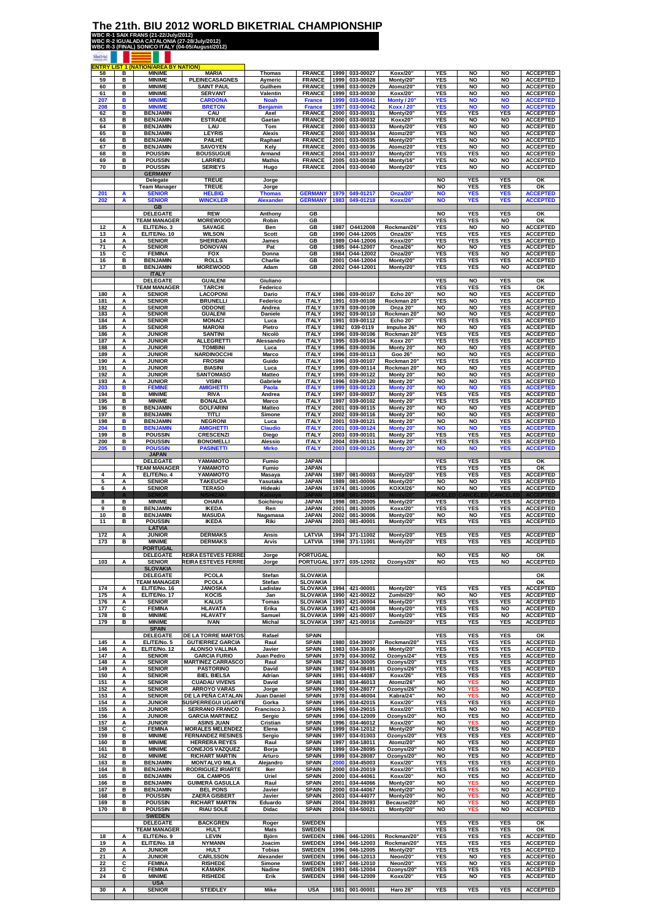# The 21th. BIU 2012 WORLD BIKETRIAL CHAMPIONSHIP

**WBC R-1 SAIX FRANS (21-22/July/2012)**
**WBC R-2 IGUALADA CATALONIA (27-28/July/2012)**
**WBC R-3 (FINAL) SONICO ITALY (04-05/August/2012)**

**ENTRY LIST 1 (NATION/AREA BY NATION)**

| | | | | | | | | | | | | |
|---|---|---|---|---|---|---|---|---|---|---|---|---|
| 58 | B | MINIME | MARIA | Thomas | FRANCE | 1999 | 033-00027 | Koxx/20" | YES | NO | NO | ACCEPTED |
| 59 | B | MINIME | PLEINECASAGNES | Aymeric | FRANCE | 1999 | 033-00028 | Monty/20" | YES | NO | NO | ACCEPTED |
| 60 | B | MINIME | SAINT PAUL | Guilhem | FRANCE | 1998 | 033-00029 | Atomz/20" | YES | NO | NO | ACCEPTED |
| 61 | B | MINIME | SERVANT | Valentin | FRANCE | 1999 | 033-00030 | Koxx/20" | YES | NO | NO | ACCEPTED |
| 207 | B | MINIME | CARDONA | Noah | France | 1999 | 033-00041 | Monty / 20" | YES | NO | NO | ACCEPTED |
| 208 | B | MINIME | BRETON | Benjamin | France | 1997 | 033-00042 | Koxx / 20" | YES | NO | NO | ACCEPTED |
| 62 | B | BENJAMIN | CAU | Axel | FRANCE | 2000 | 033-00031 | Monty/20" | YES | YES | YES | ACCEPTED |
| 63 | B | BENJAMIN | ESTRADE | Gaetan | FRANCE | 2000 | 033-00032 | Koxx20" | YES | NO | NO | ACCEPTED |
| 64 | B | BENJAMIN | LAU | Tom | FRANCE | 2000 | 033-00033 | Monty/20" | YES | NO | NO | ACCEPTED |
| 65 | B | BENJAMIN | LEYRIS | Alexis | FRANCE | 2000 | 033-00034 | Atomz/20" | YES | NO | NO | ACCEPTED |
| 66 | B | BENJAMIN | PAILHE | Raphael | FRANCE | 2001 | 033-00035 | Monty/20" | YES | NO | NO | ACCEPTED |
| 67 | B | BENJAMIN | SAVOYEN | Kely | FRANCE | 2000 | 033-00036 | Atomz/20" | YES | NO | NO | ACCEPTED |
| 68 | B | POUSSIN | BOUSSUGUE | Armand | FRANCE | 2004 | 033-00037 | Monty/20" | YES | YES | NO | ACCEPTED |
| 69 | B | POUSSIN | LARRIEU | Mathis | FRANCE | 2005 | 033-00038 | Monty/16" | YES | NO | NO | ACCEPTED |
| 70 | B | POUSSIN | SERIEYS | Hugo | FRANCE | 2004 | 033-00040 | Monty/20" | YES | NO | NO | ACCEPTED |
| | | **GERMANY** | | | | | | | | | | |
| | | Delegate | TREUE | Jorge | | | | | NO | YES | YES | OK |
| | | Team Manager | TREUE | Jorge | | | | | NO | YES | YES | OK |
| 201 | A | SENIOR | HELBIG | Thomas | GERMANY | 1979 | 049-01217 | Onza/20" | NO | YES | YES | ACCEPTED |
| 202 | A | SENIOR | WINCKLER | Alexander | GERMANY | 1983 | 049-01218 | Koxx/26" | NO | YES | YES | ACCEPTED |
| | | **GB** | | | | | | | | | | |
| | | DELEGATE | REW | Anthony | GB | | | | NO | YES | YES | OK |
| | | TEAM MANAGER | MOREWOOD | Robin | GB | | | | YES | YES | NO | OK |
| 12 | A | ELITE/No. 3 | SAVAGE | Ben | GB | 1987 | O4412008 | Rockman/26" | YES | NO | NO | ACCEPTED |
| 13 | A | ELITE/No. 10 | WILSON | Scott | GB | 1990 | O44-12005 | Onza/26" | YES | YES | YES | ACCEPTED |
| 14 | A | SENIOR | SHERIDAN | James | GB | 1989 | O44-12006 | Koxx/20" | YES | YES | YES | ACCEPTED |
| 71 | A | SENIOR | DONOVAN | Pat | GB | 1985 | 044-12007 | Onza/26" | NO | NO | YES | ACCEPTED |
| 15 | C | FEMINA | FOX | Donna | GB | 1984 | O44-12002 | Onza/20" | YES | YES | NO | ACCEPTED |
| 16 | B | BENJAMIN | ROLLS | Charlie | GB | 2001 | O44-12004 | Monty/20" | YES | YES | YES | ACCEPTED |
| 17 | B | BENJAMIN | MOREWOOD | Adam | GB | 2002 | O44-12001 | Monty/20" | YES | YES | NO | ACCEPTED |
| | | **ITALY** | | | | | | | | | | |
| | | DELEGATE | GUALENI | Giuliano | | | | | YES | NO | YES | OK |
| | | TEAM MANAGER | TARCHI | Federico | | | | | YES | YES | YES | OK |
| 180 | A | SENIOR | LACOPONI | Dario | ITALY | 1986 | 039-00107 | Echo 20" | NO | NO | YES | ACCEPTED |
| 181 | A | SENIOR | BRUNELLI | Federico | ITALY | 1991 | 039-00108 | Rockman 20" | YES | NO | YES | ACCEPTED |
| 182 | A | SENIOR | ODDONE | Andrea | ITALY | 1978 | 039-00109 | Onza 20" | NO | NO | YES | ACCEPTED |
| 183 | A | SENIOR | GUALENI | Daniele | ITALY | 1992 | 039-00110 | Rockman 20" | NO | NO | YES | ACCEPTED |
| 184 | A | SENIOR | MONACI | Luca | ITALY | 1991 | 039-00112 | Echo 20" | YES | YES | YES | ACCEPTED |
| 185 | A | SENIOR | MARONI | Pietro | ITALY | 1992 | 039-0119 | Impulse 26" | NO | NO | YES | ACCEPTED |
| 186 | A | JUNIOR | SANTINI | Nicolò | ITALY | 1996 | 039-00106 | Rockman 20" | YES | YES | YES | ACCEPTED |
| 187 | A | JUNIOR | ALLEGRETTI | Alessandro | ITALY | 1995 | 039-00104 | Koxx 20" | YES | YES | YES | ACCEPTED |
| 188 | A | JUNIOR | TOMBINI | Luca | ITALY | 1996 | 039-00036 | Monty 20" | NO | NO | YES | ACCEPTED |
| 189 | A | JUNIOR | NARDINOCCHI | Marco | ITALY | 1996 | 039-00113 | Goo 26" | NO | NO | YES | ACCEPTED |
| 190 | A | JUNIOR | FROSINI | Guido | ITALY | 1996 | 039-00107 | Rockman 20" | YES | YES | YES | ACCEPTED |
| 191 | A | JUNIOR | BIASINI | Luca | ITALY | 1995 | 039-00114 | Rockman 20" | NO | NO | YES | ACCEPTED |
| 192 | A | JUNIOR | SANTOMASO | Matteo | ITALY | 1995 | 039-00122 | Monty 20" | NO | NO | YES | ACCEPTED |
| 193 | A | JUNIOR | VISINI | Gabriele | ITALY | 1996 | 039-00120 | Monty 20" | NO | NO | YES | ACCEPTED |
| 203 | B | FEMINE | AMIGHETTI | Paola | ITALY | 1999 | 039-00123 | Monty 20" | NO | NO | YES | ACCEPTED |
| 194 | B | MINIME | RIVA | Andrea | ITALY | 1997 | 039-00037 | Monty 20" | YES | YES | YES | ACCEPTED |
| 195 | B | MINIME | BONALDA | Marco | ITALY | 1997 | 039-00102 | Monty 20" | YES | YES | YES | ACCEPTED |
| 196 | B | BENJAMIN | GOLFARINI | Matteo | ITALY | 2001 | 039-00115 | Monty 20" | NO | NO | YES | ACCEPTED |
| 197 | B | BENJAMIN | TITLI | Simone | ITALY | 2002 | 039-00116 | Monty 20" | NO | NO | YES | ACCEPTED |
| 198 | B | BENJAMIN | NEGRONI | Luca | ITALY | 2001 | 039-00121 | Monty 20" | NO | NO | YES | ACCEPTED |
| 204 | B | BENJAMIN | AMIGHETTI | Claudio | ITALY | 2001 | 039-00124 | Monty 20" | NO | NO | YES | ACCEPTED |
| 199 | B | POUSSIN | CRESCENZI | Diego | ITALY | 2003 | 039-00101 | Monty 20" | YES | YES | YES | ACCEPTED |
| 200 | B | POUSSIN | BONOMELLI | Alessio | ITALY | 2004 | 039-00111 | Monty 20" | YES | YES | YES | ACCEPTED |
| 205 | B | POUSSIN | PASINETTI | Mirko | ITALY | 2003 | 039-00125 | Monty 20" | NO | NO | YES | ACCEPTED |
| | | **JAPAN** | | | | | | | | | | |
| | | DELEGATE | YAMAMOTO | Fumio | JAPAN | | | | YES | YES | YES | OK |
| | | TEAM MANAGER | YAMAMOTO | Fumio | JAPAN | | | | YES | YES | YES | OK |
| 4 | A | ELITE/No. 4 | YAMAMOTO | Masaya | JAPAN | 1987 | 081-00003 | Monty/20" | YES | YES | YES | ACCEPTED |
| 5 | A | SENIOR | TAKEUCHI | Yasutaka | JAPAN | 1989 | 081-00006 | Monty/20" | NO | NO | YES | ACCEPTED |
| 6 | A | SENIOR | TERASO | Hideaki | JAPAN | 1974 | 081-10005 | KOXX/26" | NO | NO | YES | ACCEPTED |
| 7 | A | SENIOR | NISHIZAKI | Katsuya | JAPAN | 1958 | 081-10011 | Monty/20" | CANCELED | CANCELED | CANCELED | ACCEPTED |
| 8 | B | MINIME | OHARA | Soichirou | JAPAN | 1998 | 081-20005 | Monty/20" | YES | YES | YES | ACCEPTED |
| 9 | B | BENJAMIN | IKEDA | Ren | JAPAN | 2001 | 081-30005 | Koxx/20" | YES | YES | YES | ACCEPTED |
| 10 | B | BENJAMIN | MASUDA | Nagamasa | JAPAN | 2002 | 081-30006 | Monty/20" | NO | NO | YES | ACCEPTED |
| 11 | B | POUSSIN | IKEDA | Riki | JAPAN | 2003 | 081-40001 | Monty/20" | YES | YES | YES | ACCEPTED |
| | | **LATVIA** | | | | | | | | | | |
| 172 | A | JUNIOR | DERMAKS | Ansis | LATVIA | 1994 | 371-11002 | Monty/20" | YES | YES | YES | ACCEPTED |
| 173 | B | MINIME | DERMAKS | Arvis | LATVIA | 1998 | 371-11001 | Monty/20" | YES | YES | YES | ACCEPTED |
| | | **PORTUGAL** | | | | | | | | | | |
| | | DELEGATE | REIRA ESTEVES FERRE | Jorge | PORTUGAL | | | | NO | YES | NO | OK |
| 103 | A | SENIOR | REIRA ESTEVES FERRE | Jorge | PORTUGAL | 1977 | 035-12002 | Ozonys/26" | NO | YES | NO | ACCEPTED |
| | | **SLOVAKIA** | | | | | | | | | | |
| | | DELEGATE | PCOLA | Stefan | SLOVAKIA | | | | | | | OK |
| | | TEAM MANAGER | PCOLA | Stefan | SLOVAKIA | | | | | | | OK |
| 174 | A | ELITE/No. 16 | JANOSKA | Ladislav | SLOVAKIA | 1994 | 421-00001 | Monty/20" | YES | YES | YES | ACCEPTED |
| 175 | A | ELITE/No. 17 | KOCIS | Jan | SLOVAKIA | 1990 | 421-00022 | Zumbi/20" | NO | NO | YES | ACCEPTED |
| 176 | A | SENIOR | KALUS | Tomas | SLOVAKIA | 1993 | 421-00004 | Monty/20" | YES | YES | YES | ACCEPTED |
| 177 | C | FEMINA | HLAVATA | Erika | SLOVAKIA | 1997 | 421-00008 | Monty/20" | YES | YES | NO | ACCEPTED |
| 178 | B | MINIME | HLAVATY | Samuel | SLOVAKIA | 1999 | 421-00007 | Monty/20" | YES | YES | NO | ACCEPTED |
| 179 | B | MINIME | IVAN | Michal | SLOVAKIA | 1997 | 421-00016 | Zumbi/20" | YES | YES | YES | ACCEPTED |
| | | **SPAIN** | | | | | | | | | | |
| | | DELEGATE | DE LA TORRE MARTOS | Rafael | SPAIN | | | | YES | YES | YES | OK |
| 145 | A | ELITE/No. 5 | GUTIERREZ GARCIA | Raul | SPAIN | 1980 | 034-39007 | Rockman/20" | YES | YES | YES | ACCEPTED |
| 146 | A | ELITE/No. 12 | ALONSO VALLINA | Javier | SPAIN | 1983 | 034-33036 | Monty/20" | YES | YES | YES | ACCEPTED |
| 147 | A | SENIOR | GARCIA FURIO | Juan Pedro | SPAIN | 1979 | 034-30002 | Ozonys/24" | YES | YES | YES | ACCEPTED |
| 148 | A | SENIOR | MARTINEZ CARRASCO | Raul | SPAIN | 1982 | 034-30006 | Ozonys/20" | YES | YES | YES | ACCEPTED |
| 149 | A | SENIOR | PASTORINO | David | SPAIN | 1987 | 034-08491 | Ozonys/26" | YES | YES | YES | ACCEPTED |
| 150 | A | SENIOR | BIEL BIELSA | Adrian | SPAIN | 1991 | 034-44087 | Koxx/26" | YES | YES | YES | ACCEPTED |
| 151 | A | SENIOR | CUADAU VIVENS | David | SPAIN | 1983 | 034-46013 | Atomz/26" | NO | YES | NO | ACCEPTED |
| 152 | A | SENIOR | ARROYO VARAS | Jorge | SPAIN | 1990 | 034-28077 | Ozonys/26" | NO | YES | NO | ACCEPTED |
| 153 | A | SENIOR | DE LA PEÑA CATALAN | Juan Daniel | SPAIN | 1978 | 034-46004 | Kabra/24" | NO | YES | NO | ACCEPTED |
| 154 | A | JUNIOR | SUSPERREGUI UGARTE | Gorka | SPAIN | 1995 | 034-42015 | Koxx/20" | YES | YES | YES | ACCEPTED |
| 155 | A | JUNIOR | SERRANO FRANCO | Francisco J. | SPAIN | 1996 | 034-29015 | Koxx/20" | YES | NO | NO | ACCEPTED |
| 156 | A | JUNIOR | GARCIA MARTINEZ | Sergio | SPAIN | 1996 | 034-12009 | Ozonys/20" | NO | YES | NO | ACCEPTED |
| 157 | A | JUNIOR | ASINS JUAN | Cristian | SPAIN | 1996 | 034-46012 | Koxx/20" | NO | YES | NO | ACCEPTED |
| 158 | C | FEMINA | MORALES MELENDEZ | Elena | SPAIN | 1999 | 034-12012 | Monty/20" | NO | YES | NO | ACCEPTED |
| 159 | B | MINIME | FERNANDEZ RESINES | Sergio | SPAIN | 1997 | 034-01003 | Ozonys/20" | YES | YES | YES | ACCEPTED |
| 160 | B | MINIME | HERRERA REYES | Raul | SPAIN | 1997 | 034-18011 | Atomz/20" | NO | YES | NO | ACCEPTED |
| 161 | B | MINIME | CONEJOS VAZQUEZ | Borja | SPAIN | 1999 | 034-28095 | Ozonys/20" | NO | YES | NO | ACCEPTED |
| 162 | B | MINIME | RICHART MARTIN | Arturo | SPAIN | 1999 | 034-28087 | Ozonys/20" | NO | YES | NO | ACCEPTED |
| 163 | B | BENJAMIN | MONTALVO MILA | Alejandro | SPAIN | 2000 | 034-45003 | Koxx/20" | YES | YES | YES | ACCEPTED |
| 164 | B | BENJAMIN | RODRIGUEZ IRIARTE | Iker | SPAIN | 2000 | 034-20019 | Koxx/20" | YES | YES | NO | ACCEPTED |
| 165 | B | BENJAMIN | GIL CAMPOS | Uriel | SPAIN | 2000 | 034-44061 | Koxx/20" | NO | YES | NO | ACCEPTED |
| 166 | B | BENJAMIN | GUIMERÁ GASULLA | Raul | SPAIN | 2001 | 034-44066 | Monty/20" | NO | YES | NO | ACCEPTED |
| 167 | B | BENJAMIN | BEL PONS | Javier | SPAIN | 2000 | 034-44067 | Monty/20" | NO | YES | NO | ACCEPTED |
| 168 | B | POUSSIN | ZAERA GISBERT | Javier | SPAIN | 2003 | 034-44077 | Monty/20" | NO | YES | NO | ACCEPTED |
| 169 | B | POUSSIN | RICHART MARTIN | Eduardo | SPAIN | 2004 | 034-28093 | Because/20" | NO | YES | NO | ACCEPTED |
| 170 | B | POUSSIN | RIAU SOLÉ | Didac | SPAIN | 2004 | 034-50021 | Monty/20" | NO | YES | NO | ACCEPTED |
| | | **SWEDEN** | | | | | | | | | | |
| | | DELEGATE | BACKGREN | Roger | SWEDEN | | | | YES | YES | YES | OK |
| | | TEAM MANAGER | HULT | Mats | SWEDEN | | | | YES | YES | YES | OK |
| 18 | A | ELITE/No. 9 | LEVIN | Björn | SWEDEN | 1986 | 046-12001 | Rockman/20" | YES | YES | YES | ACCEPTED |
| 19 | A | ELITE/No. 18 | NYMANN | Joacim | SWEDEN | 1994 | 046-12003 | Rockman/20" | YES | YES | YES | ACCEPTED |
| 20 | A | JUNIOR | HULT | Tobias | SWEDEN | 1996 | 046-12005 | Monty/20" | YES | YES | YES | ACCEPTED |
| 21 | A | JUNIOR | CARLSSON | Alexander | SWEDEN | 1996 | 046-12013 | Neon/20" | YES | NO | YES | ACCEPTED |
| 22 | C | FEMINA | RISHEDE | Simone | SWEDEN | 1997 | 046-12010 | Neon/20" | YES | NO | YES | ACCEPTED |
| 23 | C | FEMINA | KÄMARK | Nadine | SWEDEN | 1993 | 046-12004 | Ozonys/20" | YES | YES | YES | ACCEPTED |
| 24 | B | MINIME | RISHEDE | Erik | SWEDEN | 1998 | 046-12009 | Koxx/20" | YES | NO | YES | ACCEPTED |
| | | **USA** | | | | | | | | | | |
| 30 | A | SENIOR | STEIDLEY | Mike | USA | 1981 | 001-00001 | Haro 26" | YES | YES | YES | ACCEPTED |